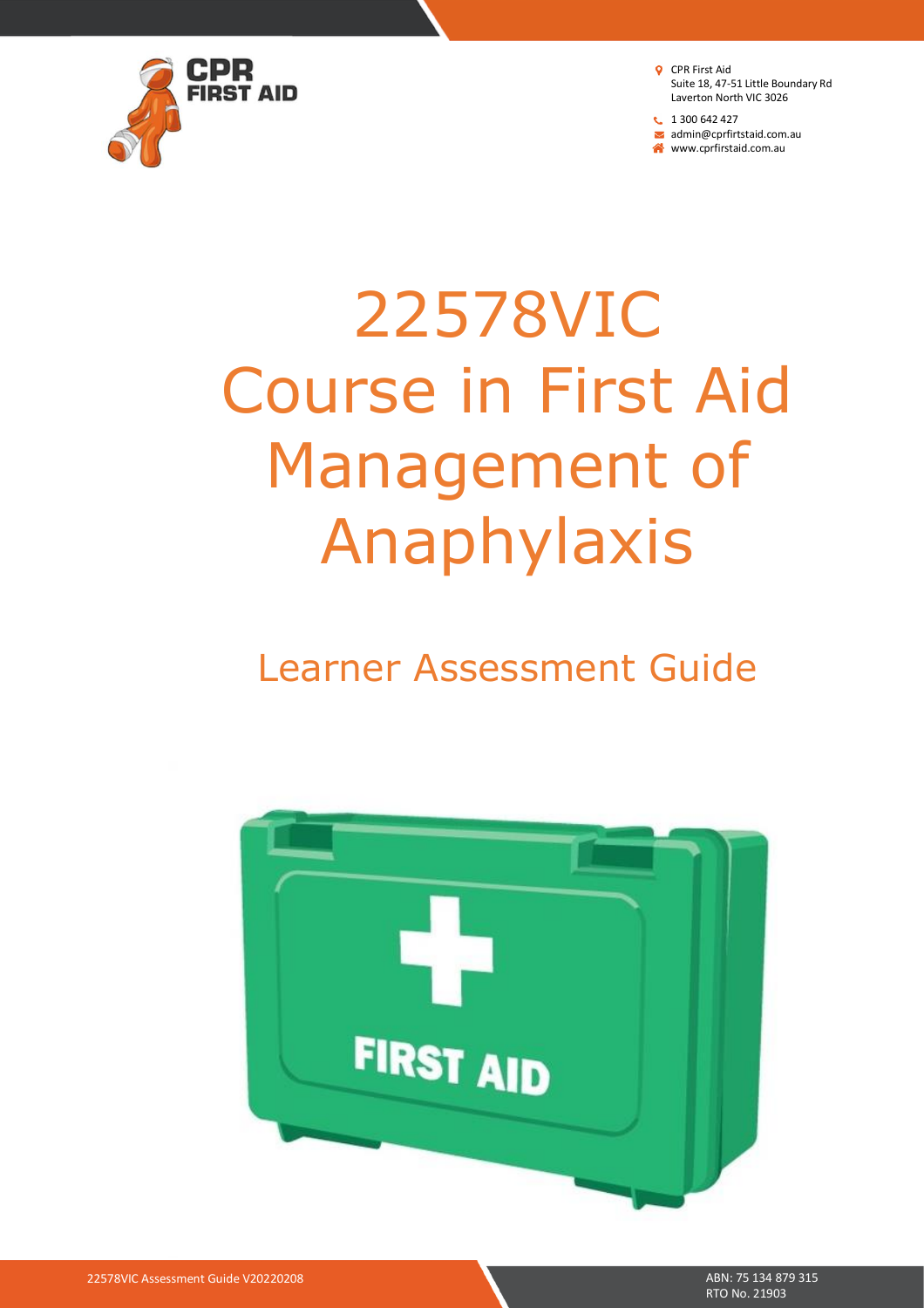CPR First Aid
Suite 18, 47-51 Little Boundary Rd
Laverton North VIC 3026

1 300 642 427
admin@cprfirtstaid.com.au
www.cprfirstaid.com.au

# 22578VIC Course in First Aid Management of Anaphylaxis

## Learner Assessment Guide

22578VIC Assessment Guide V20220208

ABN: 75 134 879 315
RTO No. 21903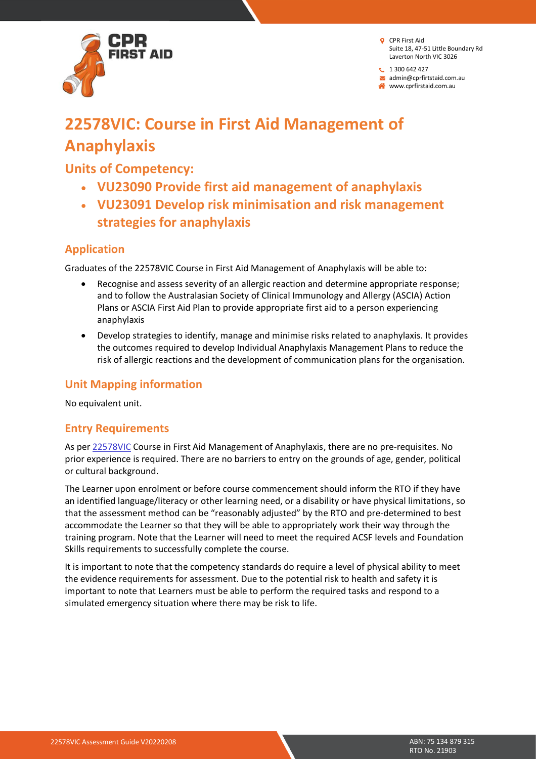# 22578VIC: Course in First Aid Management of Anaphylaxis

## Units of Competency:

- **VU23090 Provide first aid management of anaphylaxis**
- **VU23091 Develop risk minimisation and risk management strategies for anaphylaxis**

### Application

Graduates of the 22578VIC Course in First Aid Management of Anaphylaxis will be able to:

- Recognise and assess severity of an allergic reaction and determine appropriate response; and to follow the Australasian Society of Clinical Immunology and Allergy (ASCIA) Action Plans or ASCIA First Aid Plan to provide appropriate first aid to a person experiencing anaphylaxis
- Develop strategies to identify, manage and minimise risks related to anaphylaxis. It provides the outcomes required to develop Individual Anaphylaxis Management Plans to reduce the risk of allergic reactions and the development of communication plans for the organisation.

### Unit Mapping information

No equivalent unit.

### Entry Requirements

As per 22578VIC Course in First Aid Management of Anaphylaxis, there are no pre-requisites. No prior experience is required. There are no barriers to entry on the grounds of age, gender, political or cultural background.

The Learner upon enrolment or before course commencement should inform the RTO if they have an identified language/literacy or other learning need, or a disability or have physical limitations, so that the assessment method can be "reasonably adjusted" by the RTO and pre-determined to best accommodate the Learner so that they will be able to appropriately work their way through the training program. Note that the Learner will need to meet the required ACSF levels and Foundation Skills requirements to successfully complete the course.

It is important to note that the competency standards do require a level of physical ability to meet the evidence requirements for assessment. Due to the potential risk to health and safety it is important to note that Learners must be able to perform the required tasks and respond to a simulated emergency situation where there may be risk to life.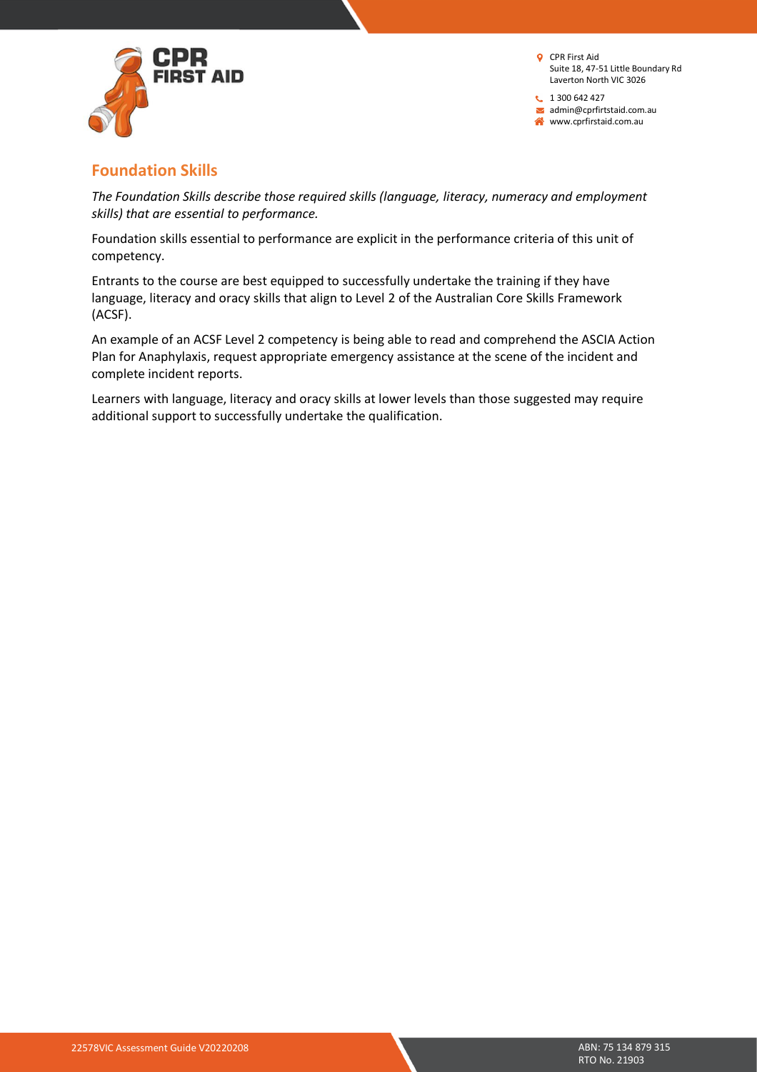## Foundation Skills

*The Foundation Skills describe those required skills (language, literacy, numeracy and employment skills) that are essential to performance.*

Foundation skills essential to performance are explicit in the performance criteria of this unit of competency.

Entrants to the course are best equipped to successfully undertake the training if they have language, literacy and oracy skills that align to Level 2 of the Australian Core Skills Framework (ACSF).

An example of an ACSF Level 2 competency is being able to read and comprehend the ASCIA Action Plan for Anaphylaxis, request appropriate emergency assistance at the scene of the incident and complete incident reports.

Learners with language, literacy and oracy skills at lower levels than those suggested may require additional support to successfully undertake the qualification.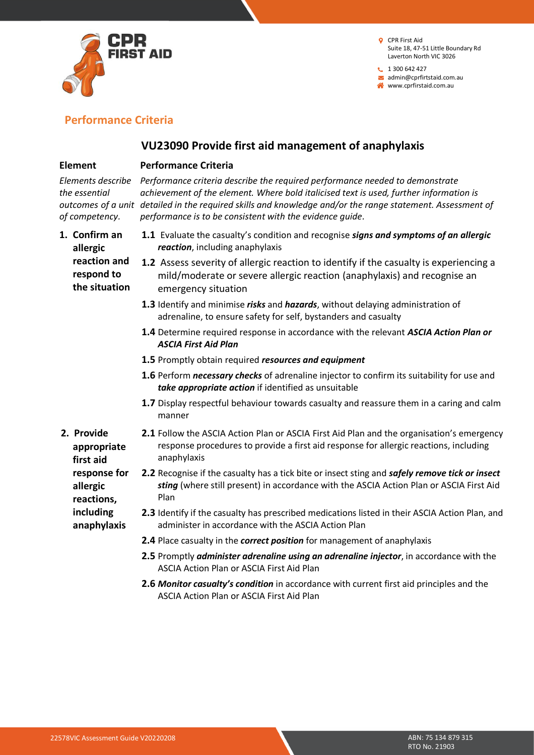## Performance Criteria

### VU23090 Provide first aid management of anaphylaxis

| Element | Performance Criteria |
|---|---|
| *Elements describe the essential outcomes of a unit of competency.* | *Performance criteria describe the required performance needed to demonstrate achievement of the element. Where bold italicised text is used, further information is detailed in the required skills and knowledge and/or the range statement. Assessment of performance is to be consistent with the evidence guide.* |
| **1. Confirm an allergic reaction and respond to the situation** | **1.1** Evaluate the casualty's condition and recognise ***signs and symptoms of an allergic reaction***, including anaphylaxis |
| | **1.2** Assess severity of allergic reaction to identify if the casualty is experiencing a mild/moderate or severe allergic reaction (anaphylaxis) and recognise an emergency situation |
| | **1.3** Identify and minimise ***risks*** and ***hazards***, without delaying administration of adrenaline, to ensure safety for self, bystanders and casualty |
| | **1.4** Determine required response in accordance with the relevant ***ASCIA Action Plan or ASCIA First Aid Plan*** |
| | **1.5** Promptly obtain required ***resources and equipment*** |
| | **1.6** Perform ***necessary checks*** of adrenaline injector to confirm its suitability for use and ***take appropriate action*** if identified as unsuitable |
| | **1.7** Display respectful behaviour towards casualty and reassure them in a caring and calm manner |
| **2. Provide appropriate first aid response for allergic reactions, including anaphylaxis** | **2.1** Follow the ASCIA Action Plan or ASCIA First Aid Plan and the organisation's emergency response procedures to provide a first aid response for allergic reactions, including anaphylaxis |
| | **2.2** Recognise if the casualty has a tick bite or insect sting and ***safely remove tick or insect sting*** (where still present) in accordance with the ASCIA Action Plan or ASCIA First Aid Plan |
| | **2.3** Identify if the casualty has prescribed medications listed in their ASCIA Action Plan, and administer in accordance with the ASCIA Action Plan |
| | **2.4** Place casualty in the ***correct position*** for management of anaphylaxis |
| | **2.5** Promptly ***administer adrenaline using an adrenaline injector***, in accordance with the ASCIA Action Plan or ASCIA First Aid Plan |
| | **2.6** ***Monitor casualty's condition*** in accordance with current first aid principles and the ASCIA Action Plan or ASCIA First Aid Plan |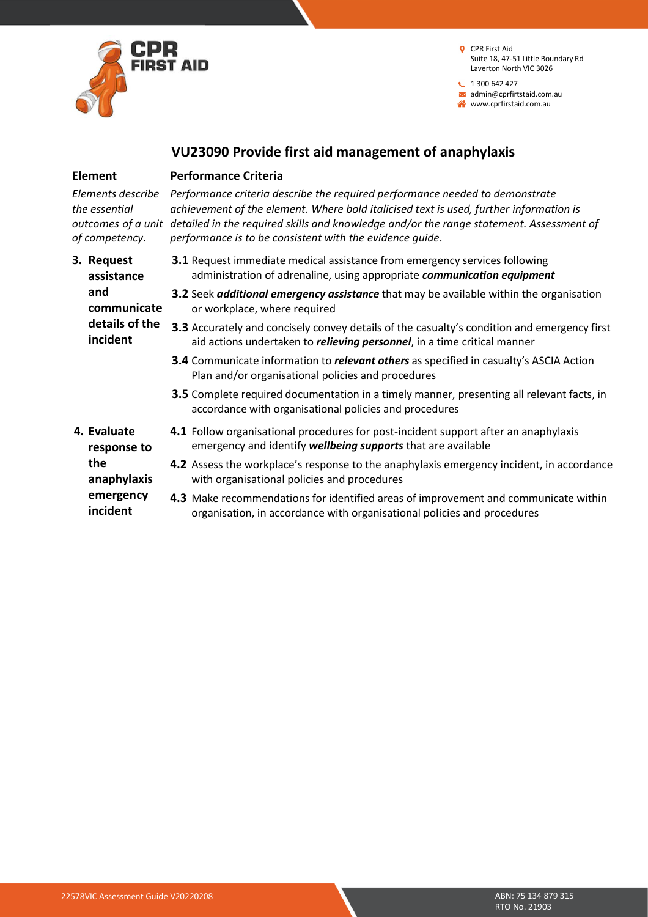## VU23090 Provide first aid management of anaphylaxis

| Element | Performance Criteria |
|---|---|
| *Elements describe the essential outcomes of a unit of competency.* | *Performance criteria describe the required performance needed to demonstrate achievement of the element. Where bold italicised text is used, further information is detailed in the required skills and knowledge and/or the range statement. Assessment of performance is to be consistent with the evidence guide.* |
| **3. Request assistance and communicate details of the incident** | **3.1** Request immediate medical assistance from emergency services following administration of adrenaline, using appropriate ***communication equipment*** |
| | **3.2** Seek ***additional emergency assistance*** that may be available within the organisation or workplace, where required |
| | **3.3** Accurately and concisely convey details of the casualty's condition and emergency first aid actions undertaken to ***relieving personnel***, in a time critical manner |
| | **3.4** Communicate information to ***relevant others*** as specified in casualty's ASCIA Action Plan and/or organisational policies and procedures |
| | **3.5** Complete required documentation in a timely manner, presenting all relevant facts, in accordance with organisational policies and procedures |
| **4. Evaluate response to the anaphylaxis emergency incident** | **4.1** Follow organisational procedures for post-incident support after an anaphylaxis emergency and identify ***wellbeing supports*** that are available |
| | **4.2** Assess the workplace's response to the anaphylaxis emergency incident, in accordance with organisational policies and procedures |
| | **4.3** Make recommendations for identified areas of improvement and communicate within organisation, in accordance with organisational policies and procedures |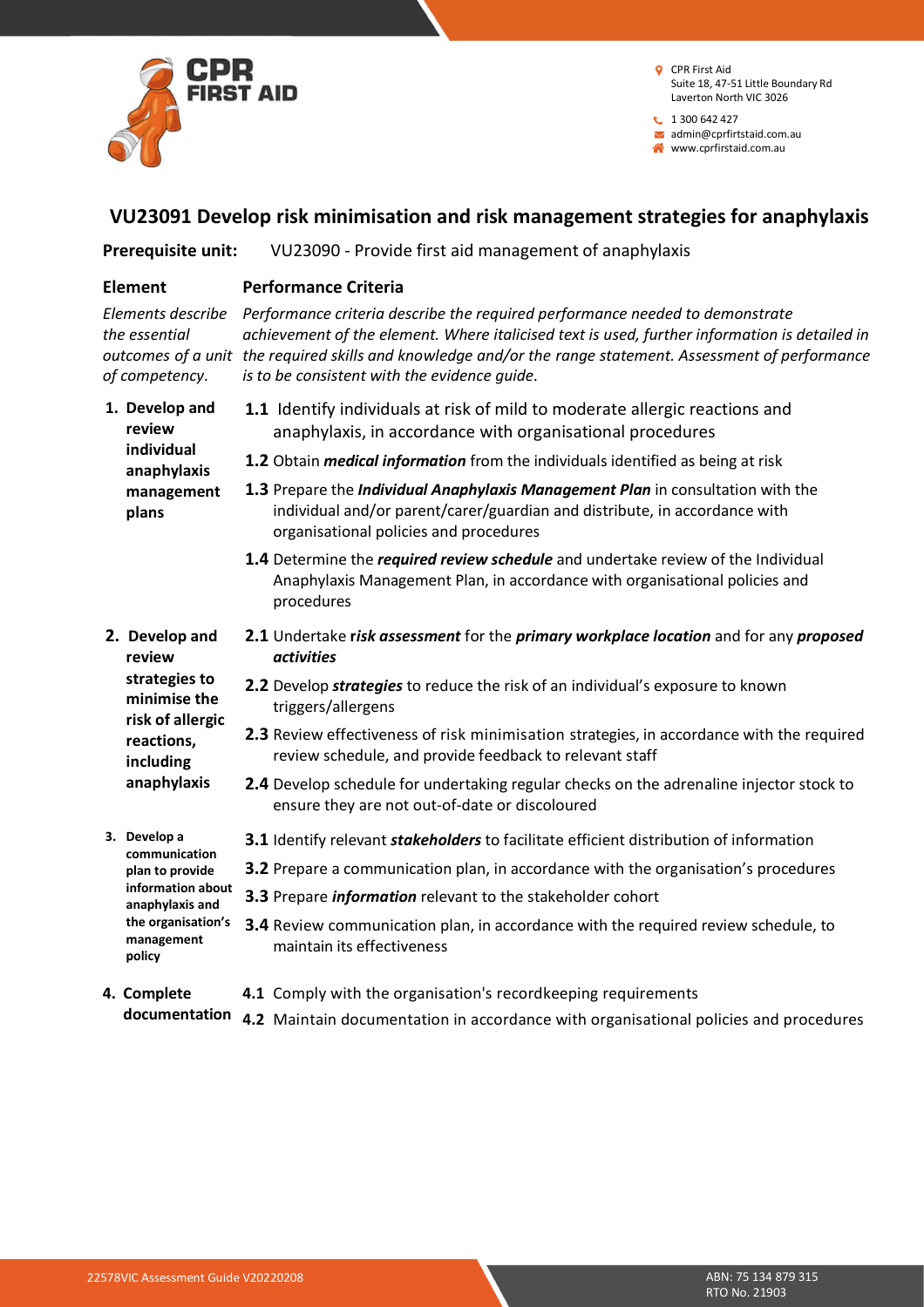# VU23091 Develop risk minimisation and risk management strategies for anaphylaxis

**Prerequisite unit:** VU23090 - Provide first aid management of anaphylaxis

| Element | Performance Criteria |
|---|---|
| *Elements describe the essential outcomes of a unit of competency.* | *Performance criteria describe the required performance needed to demonstrate achievement of the element. Where italicised text is used, further information is detailed in the required skills and knowledge and/or the range statement. Assessment of performance is to be consistent with the evidence guide.* |
| **1. Develop and review individual anaphylaxis management plans** | **1.1** Identify individuals at risk of mild to moderate allergic reactions and anaphylaxis, in accordance with organisational procedures<br>**1.2** Obtain ***medical information*** from the individuals identified as being at risk<br>**1.3** Prepare the ***Individual Anaphylaxis Management Plan*** in consultation with the individual and/or parent/carer/guardian and distribute, in accordance with organisational policies and procedures<br>**1.4** Determine the ***required review schedule*** and undertake review of the Individual Anaphylaxis Management Plan, in accordance with organisational policies and procedures |
| **2. Develop and review strategies to minimise the risk of allergic reactions, including anaphylaxis** | **2.1** Undertake ***risk assessment*** for the ***primary workplace location*** and for any ***proposed activities***<br>**2.2** Develop ***strategies*** to reduce the risk of an individual's exposure to known triggers/allergens<br>**2.3** Review effectiveness of risk minimisation strategies, in accordance with the required review schedule, and provide feedback to relevant staff<br>**2.4** Develop schedule for undertaking regular checks on the adrenaline injector stock to ensure they are not out-of-date or discoloured |
| **3. Develop a communication plan to provide information about anaphylaxis and the organisation's management policy** | **3.1** Identify relevant ***stakeholders*** to facilitate efficient distribution of information<br>**3.2** Prepare a communication plan, in accordance with the organisation's procedures<br>**3.3** Prepare ***information*** relevant to the stakeholder cohort<br>**3.4** Review communication plan, in accordance with the required review schedule, to maintain its effectiveness |
| **4. Complete documentation** | **4.1** Comply with the organisation's recordkeeping requirements<br>**4.2** Maintain documentation in accordance with organisational policies and procedures |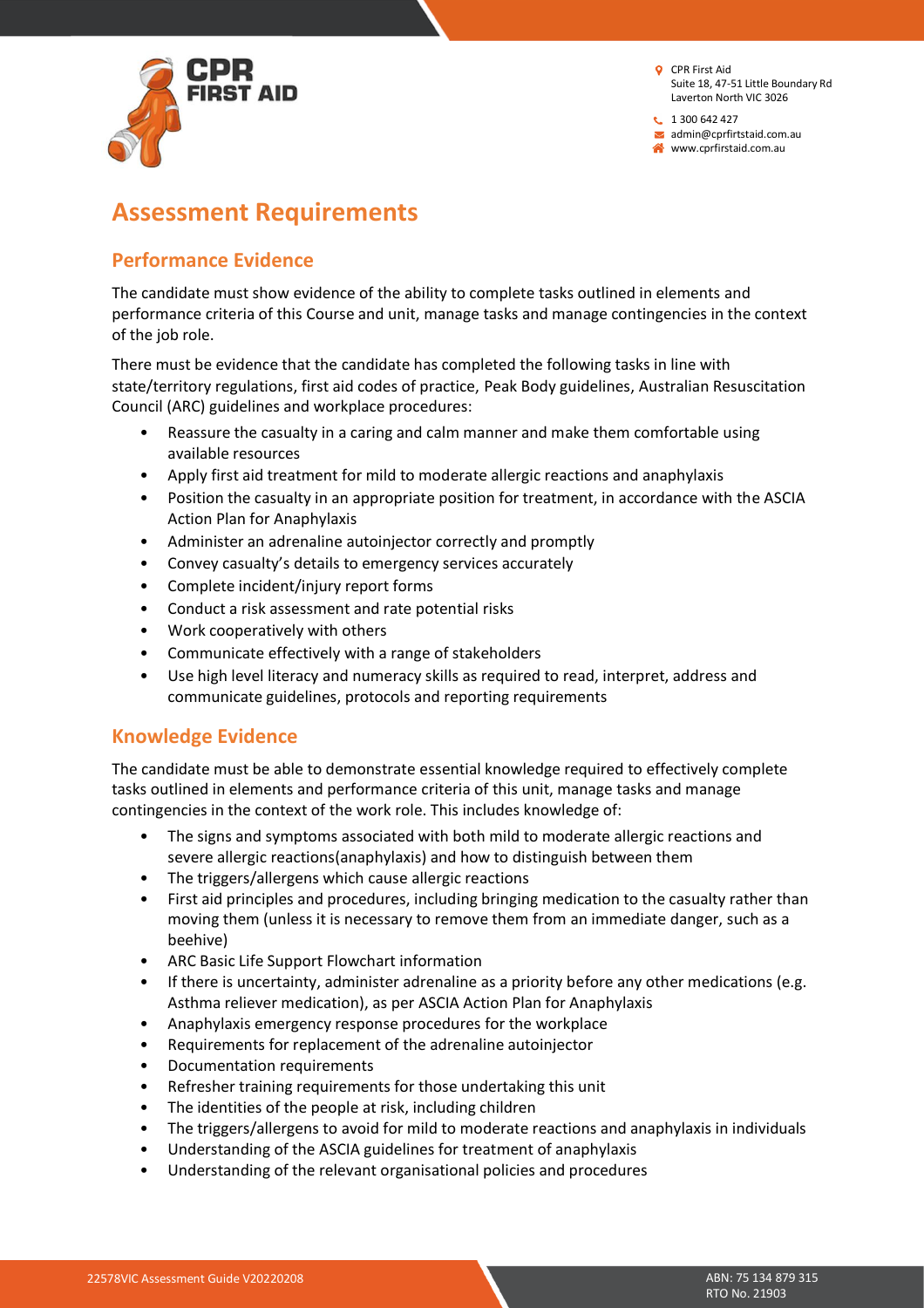# Assessment Requirements

## Performance Evidence

The candidate must show evidence of the ability to complete tasks outlined in elements and performance criteria of this Course and unit, manage tasks and manage contingencies in the context of the job role.

There must be evidence that the candidate has completed the following tasks in line with state/territory regulations, first aid codes of practice, Peak Body guidelines, Australian Resuscitation Council (ARC) guidelines and workplace procedures:

- Reassure the casualty in a caring and calm manner and make them comfortable using available resources
- Apply first aid treatment for mild to moderate allergic reactions and anaphylaxis
- Position the casualty in an appropriate position for treatment, in accordance with the ASCIA Action Plan for Anaphylaxis
- Administer an adrenaline autoinjector correctly and promptly
- Convey casualty's details to emergency services accurately
- Complete incident/injury report forms
- Conduct a risk assessment and rate potential risks
- Work cooperatively with others
- Communicate effectively with a range of stakeholders
- Use high level literacy and numeracy skills as required to read, interpret, address and communicate guidelines, protocols and reporting requirements

## Knowledge Evidence

The candidate must be able to demonstrate essential knowledge required to effectively complete tasks outlined in elements and performance criteria of this unit, manage tasks and manage contingencies in the context of the work role. This includes knowledge of:

- The signs and symptoms associated with both mild to moderate allergic reactions and severe allergic reactions(anaphylaxis) and how to distinguish between them
- The triggers/allergens which cause allergic reactions
- First aid principles and procedures, including bringing medication to the casualty rather than moving them (unless it is necessary to remove them from an immediate danger, such as a beehive)
- ARC Basic Life Support Flowchart information
- If there is uncertainty, administer adrenaline as a priority before any other medications (e.g. Asthma reliever medication), as per ASCIA Action Plan for Anaphylaxis
- Anaphylaxis emergency response procedures for the workplace
- Requirements for replacement of the adrenaline autoinjector
- Documentation requirements
- Refresher training requirements for those undertaking this unit
- The identities of the people at risk, including children
- The triggers/allergens to avoid for mild to moderate reactions and anaphylaxis in individuals
- Understanding of the ASCIA guidelines for treatment of anaphylaxis
- Understanding of the relevant organisational policies and procedures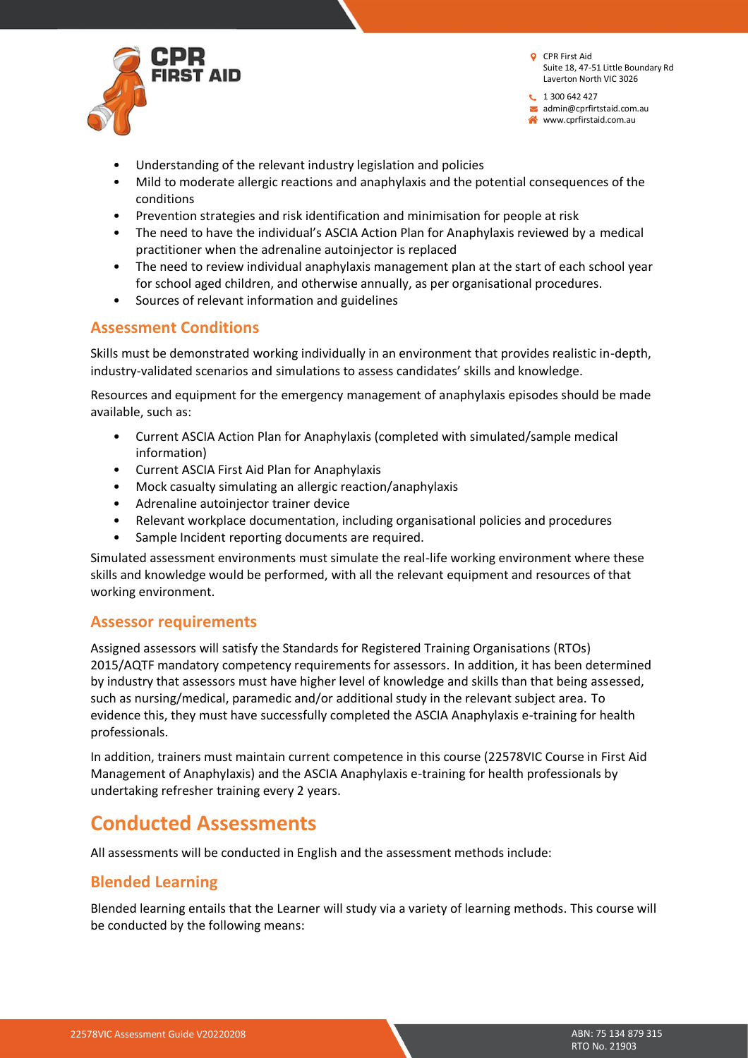- Understanding of the relevant industry legislation and policies
- Mild to moderate allergic reactions and anaphylaxis and the potential consequences of the conditions
- Prevention strategies and risk identification and minimisation for people at risk
- The need to have the individual's ASCIA Action Plan for Anaphylaxis reviewed by a medical practitioner when the adrenaline autoinjector is replaced
- The need to review individual anaphylaxis management plan at the start of each school year for school aged children, and otherwise annually, as per organisational procedures.
- Sources of relevant information and guidelines

### Assessment Conditions

Skills must be demonstrated working individually in an environment that provides realistic in-depth, industry-validated scenarios and simulations to assess candidates' skills and knowledge.

Resources and equipment for the emergency management of anaphylaxis episodes should be made available, such as:

- Current ASCIA Action Plan for Anaphylaxis (completed with simulated/sample medical information)
- Current ASCIA First Aid Plan for Anaphylaxis
- Mock casualty simulating an allergic reaction/anaphylaxis
- Adrenaline autoinjector trainer device
- Relevant workplace documentation, including organisational policies and procedures
- Sample Incident reporting documents are required.

Simulated assessment environments must simulate the real-life working environment where these skills and knowledge would be performed, with all the relevant equipment and resources of that working environment.

### Assessor requirements

Assigned assessors will satisfy the Standards for Registered Training Organisations (RTOs) 2015/AQTF mandatory competency requirements for assessors. In addition, it has been determined by industry that assessors must have higher level of knowledge and skills than that being assessed, such as nursing/medical, paramedic and/or additional study in the relevant subject area. To evidence this, they must have successfully completed the ASCIA Anaphylaxis e-training for health professionals.

In addition, trainers must maintain current competence in this course (22578VIC Course in First Aid Management of Anaphylaxis) and the ASCIA Anaphylaxis e-training for health professionals by undertaking refresher training every 2 years.

## Conducted Assessments

All assessments will be conducted in English and the assessment methods include:

### Blended Learning

Blended learning entails that the Learner will study via a variety of learning methods. This course will be conducted by the following means: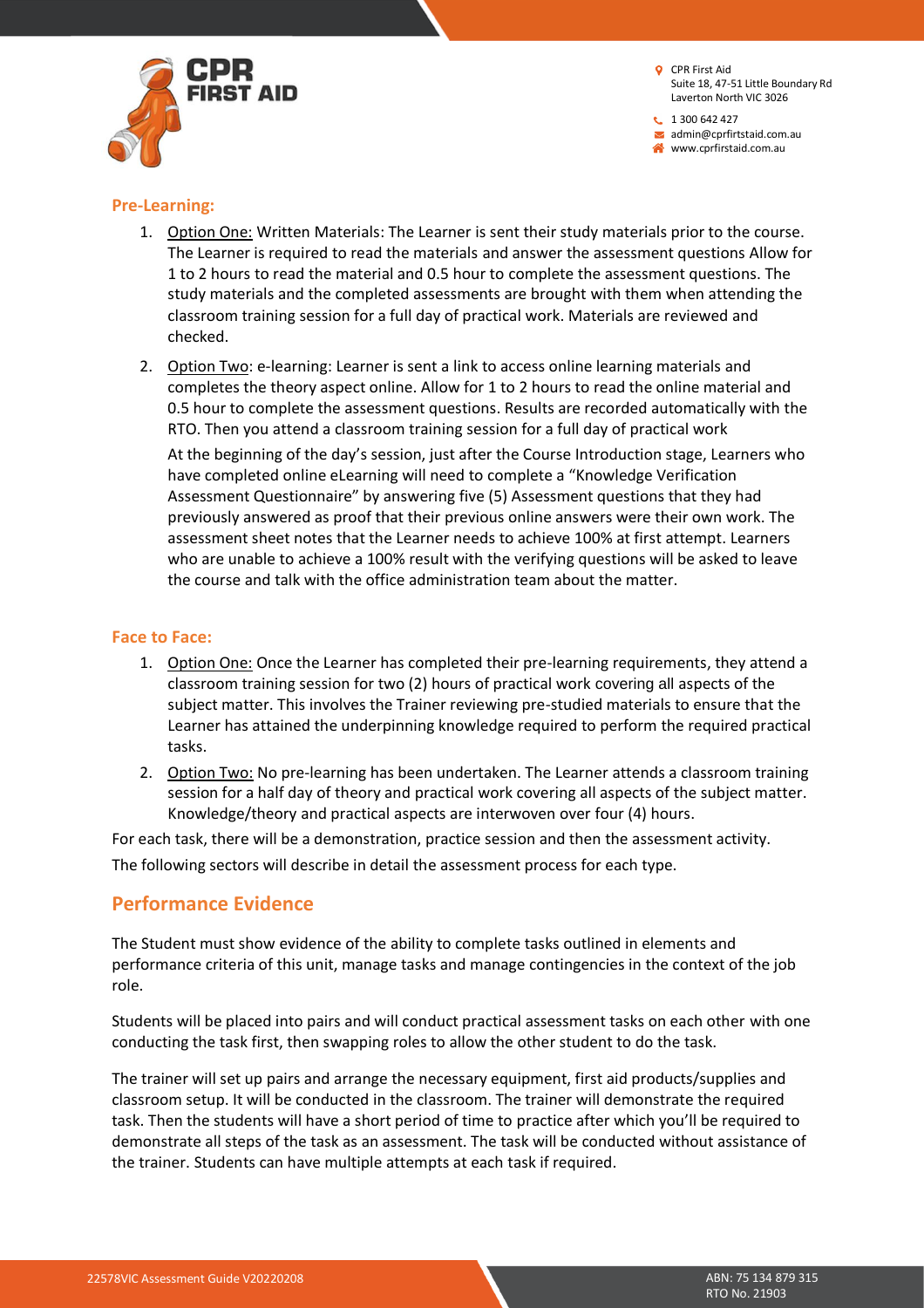### Pre-Learning:

1. Option One: Written Materials: The Learner is sent their study materials prior to the course. The Learner is required to read the materials and answer the assessment questions Allow for 1 to 2 hours to read the material and 0.5 hour to complete the assessment questions. The study materials and the completed assessments are brought with them when attending the classroom training session for a full day of practical work. Materials are reviewed and checked.
2. Option Two: e-learning: Learner is sent a link to access online learning materials and completes the theory aspect online. Allow for 1 to 2 hours to read the online material and 0.5 hour to complete the assessment questions. Results are recorded automatically with the RTO. Then you attend a classroom training session for a full day of practical work

   At the beginning of the day's session, just after the Course Introduction stage, Learners who have completed online eLearning will need to complete a "Knowledge Verification Assessment Questionnaire" by answering five (5) Assessment questions that they had previously answered as proof that their previous online answers were their own work. The assessment sheet notes that the Learner needs to achieve 100% at first attempt. Learners who are unable to achieve a 100% result with the verifying questions will be asked to leave the course and talk with the office administration team about the matter.

### Face to Face:

1. Option One: Once the Learner has completed their pre-learning requirements, they attend a classroom training session for two (2) hours of practical work covering all aspects of the subject matter. This involves the Trainer reviewing pre-studied materials to ensure that the Learner has attained the underpinning knowledge required to perform the required practical tasks.
2. Option Two: No pre-learning has been undertaken. The Learner attends a classroom training session for a half day of theory and practical work covering all aspects of the subject matter. Knowledge/theory and practical aspects are interwoven over four (4) hours.

For each task, there will be a demonstration, practice session and then the assessment activity.

The following sectors will describe in detail the assessment process for each type.

## Performance Evidence

The Student must show evidence of the ability to complete tasks outlined in elements and performance criteria of this unit, manage tasks and manage contingencies in the context of the job role.

Students will be placed into pairs and will conduct practical assessment tasks on each other with one conducting the task first, then swapping roles to allow the other student to do the task.

The trainer will set up pairs and arrange the necessary equipment, first aid products/supplies and classroom setup. It will be conducted in the classroom. The trainer will demonstrate the required task. Then the students will have a short period of time to practice after which you'll be required to demonstrate all steps of the task as an assessment. The task will be conducted without assistance of the trainer. Students can have multiple attempts at each task if required.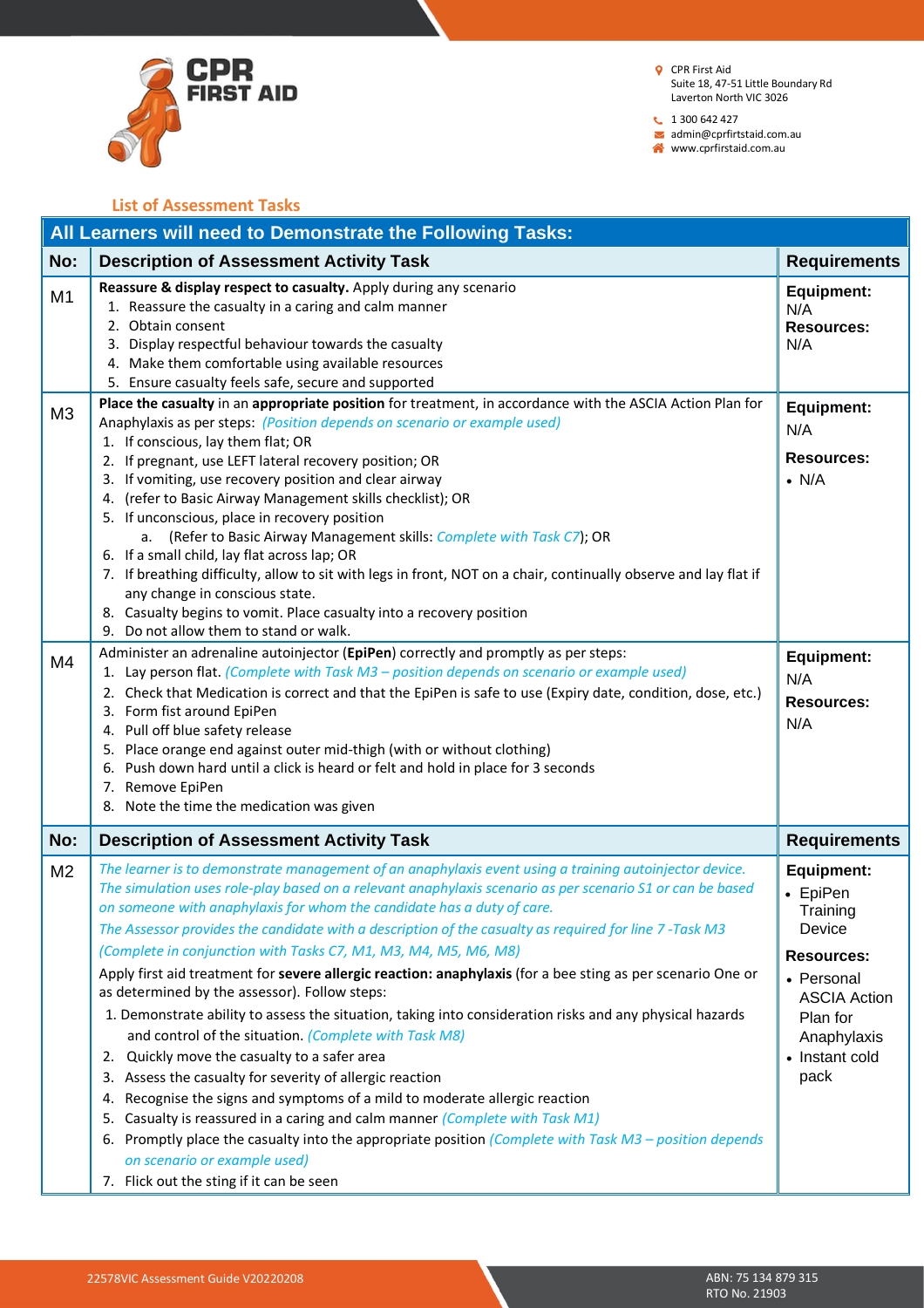CPR FIRST AID

CPR First Aid
Suite 18, 47-51 Little Boundary Rd
Laverton North VIC 3026

1 300 642 427
admin@cprfirstaid.com.au
www.cprfirstaid.com.au

## List of Assessment Tasks

| All Learners will need to Demonstrate the Following Tasks: | | |
|---|---|---|
| **No:** | **Description of Assessment Activity Task** | **Requirements** |
| M1 | **Reassure & display respect to casualty.** Apply during any scenario<br>1. Reassure the casualty in a caring and calm manner<br>2. Obtain consent<br>3. Display respectful behaviour towards the casualty<br>4. Make them comfortable using available resources<br>5. Ensure casualty feels safe, secure and supported | **Equipment:** N/A<br>**Resources:** N/A |
| M3 | **Place the casualty** in an **appropriate position** for treatment, in accordance with the ASCIA Action Plan for Anaphylaxis as per steps: *(Position depends on scenario or example used)*<br>1. If conscious, lay them flat; OR<br>2. If pregnant, use LEFT lateral recovery position; OR<br>3. If vomiting, use recovery position and clear airway<br>4. (refer to Basic Airway Management skills checklist); OR<br>5. If unconscious, place in recovery position<br>a. (Refer to Basic Airway Management skills: *Complete with Task C7*); OR<br>6. If a small child, lay flat across lap; OR<br>7. If breathing difficulty, allow to sit with legs in front, NOT on a chair, continually observe and lay flat if any change in conscious state.<br>8. Casualty begins to vomit. Place casualty into a recovery position<br>9. Do not allow them to stand or walk. | **Equipment:** N/A<br>**Resources:**<br>• N/A |
| M4 | Administer an adrenaline autoinjector (**EpiPen**) correctly and promptly as per steps:<br>1. Lay person flat. *(Complete with Task M3 – position depends on scenario or example used)*<br>2. Check that Medication is correct and that the EpiPen is safe to use (Expiry date, condition, dose, etc.)<br>3. Form fist around EpiPen<br>4. Pull off blue safety release<br>5. Place orange end against outer mid-thigh (with or without clothing)<br>6. Push down hard until a click is heard or felt and hold in place for 3 seconds<br>7. Remove EpiPen<br>8. Note the time the medication was given | **Equipment:** N/A<br>**Resources:** N/A |
| **No:** | **Description of Assessment Activity Task** | **Requirements** |
| M2 | *The learner is to demonstrate management of an anaphylaxis event using a training autoinjector device. The simulation uses role-play based on a relevant anaphylaxis scenario as per scenario S1 or can be based on someone with anaphylaxis for whom the candidate has a duty of care.*<br>*The Assessor provides the candidate with a description of the casualty as required for line 7 -Task M3*<br>*(Complete in conjunction with Tasks C7, M1, M3, M4, M5, M6, M8)*<br>Apply first aid treatment for **severe allergic reaction: anaphylaxis** (for a bee sting as per scenario One or as determined by the assessor). Follow steps:<br>1. Demonstrate ability to assess the situation, taking into consideration risks and any physical hazards and control of the situation. *(Complete with Task M8)*<br>2. Quickly move the casualty to a safer area<br>3. Assess the casualty for severity of allergic reaction<br>4. Recognise the signs and symptoms of a mild to moderate allergic reaction<br>5. Casualty is reassured in a caring and calm manner *(Complete with Task M1)*<br>6. Promptly place the casualty into the appropriate position *(Complete with Task M3 – position depends on scenario or example used)*<br>7. Flick out the sting if it can be seen | **Equipment:**<br>• EpiPen Training Device<br>**Resources:**<br>• Personal ASCIA Action Plan for Anaphylaxis<br>• Instant cold pack |

22578VIC Assessment Guide V20220208

ABN: 75 134 879 315
RTO No. 21903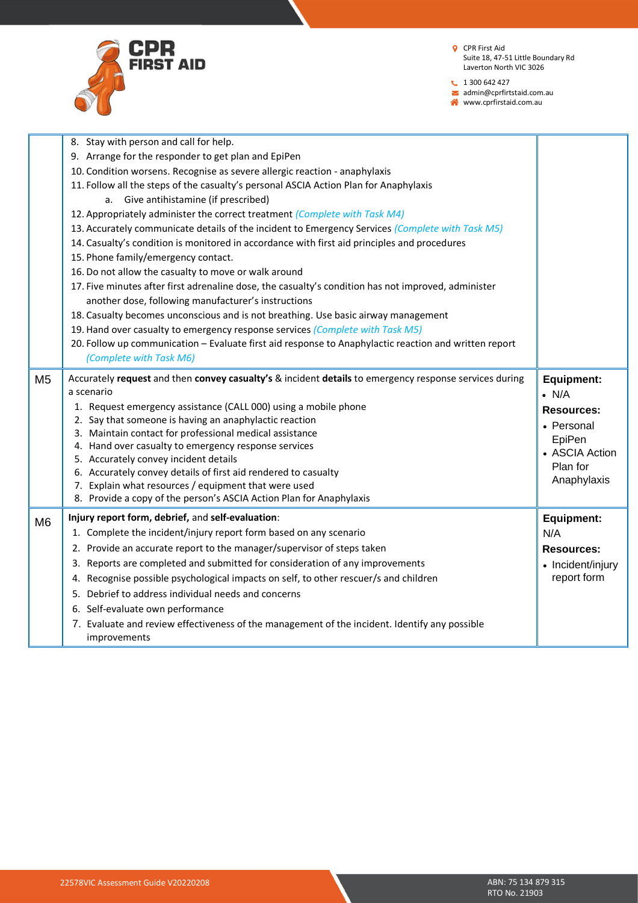| | | |
|---|---|---|
| | 8. Stay with person and call for help.<br>9. Arrange for the responder to get plan and EpiPen<br>10. Condition worsens. Recognise as severe allergic reaction - anaphylaxis<br>11. Follow all the steps of the casualty's personal ASCIA Action Plan for Anaphylaxis<br>&nbsp;&nbsp;&nbsp;&nbsp;a. Give antihistamine (if prescribed)<br>12. Appropriately administer the correct treatment *(Complete with Task M4)*<br>13. Accurately communicate details of the incident to Emergency Services *(Complete with Task M5)*<br>14. Casualty's condition is monitored in accordance with first aid principles and procedures<br>15. Phone family/emergency contact.<br>16. Do not allow the casualty to move or walk around<br>17. Five minutes after first adrenaline dose, the casualty's condition has not improved, administer another dose, following manufacturer's instructions<br>18. Casualty becomes unconscious and is not breathing. Use basic airway management<br>19. Hand over casualty to emergency response services *(Complete with Task M5)*<br>20. Follow up communication – Evaluate first aid response to Anaphylactic reaction and written report *(Complete with Task M6)* | |
| M5 | Accurately **request** and then **convey casualty's** & incident **details** to emergency response services during a scenario<br>1. Request emergency assistance (CALL 000) using a mobile phone<br>2. Say that someone is having an anaphylactic reaction<br>3. Maintain contact for professional medical assistance<br>4. Hand over casualty to emergency response services<br>5. Accurately convey incident details<br>6. Accurately convey details of first aid rendered to casualty<br>7. Explain what resources / equipment that were used<br>8. Provide a copy of the person's ASCIA Action Plan for Anaphylaxis | **Equipment:**<br>• N/A<br>**Resources:**<br>• Personal EpiPen<br>• ASCIA Action Plan for Anaphylaxis |
| M6 | **Injury report form, debrief,** and **self-evaluation**:<br>1. Complete the incident/injury report form based on any scenario<br>2. Provide an accurate report to the manager/supervisor of steps taken<br>3. Reports are completed and submitted for consideration of any improvements<br>4. Recognise possible psychological impacts on self, to other rescuer/s and children<br>5. Debrief to address individual needs and concerns<br>6. Self-evaluate own performance<br>7. Evaluate and review effectiveness of the management of the incident. Identify any possible improvements | **Equipment:**<br>N/A<br>**Resources:**<br>• Incident/injury report form |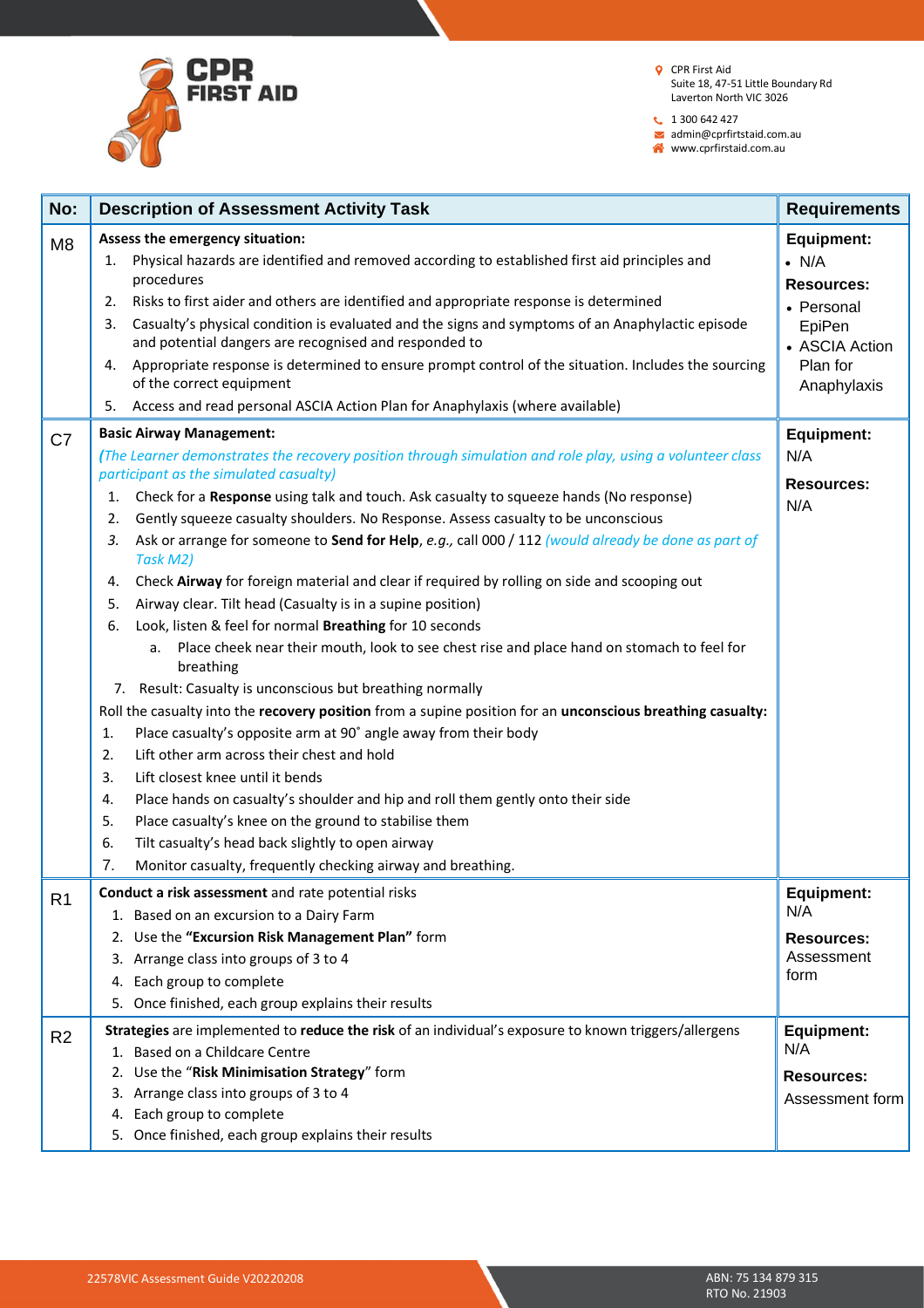| No: | Description of Assessment Activity Task | Requirements |
|---|---|---|
| M8 | **Assess the emergency situation:**<br>1. Physical hazards are identified and removed according to established first aid principles and procedures<br>2. Risks to first aider and others are identified and appropriate response is determined<br>3. Casualty's physical condition is evaluated and the signs and symptoms of an Anaphylactic episode and potential dangers are recognised and responded to<br>4. Appropriate response is determined to ensure prompt control of the situation. Includes the sourcing of the correct equipment<br>5. Access and read personal ASCIA Action Plan for Anaphylaxis (where available) | **Equipment:**<br>• N/A<br>**Resources:**<br>• Personal EpiPen<br>• ASCIA Action Plan for Anaphylaxis |
| C7 | **Basic Airway Management:**<br>*(The Learner demonstrates the recovery position through simulation and role play, using a volunteer class participant as the simulated casualty)*<br>1. Check for a **Response** using talk and touch. Ask casualty to squeeze hands (No response)<br>2. Gently squeeze casualty shoulders. No Response. Assess casualty to be unconscious<br>3. Ask or arrange for someone to **Send for Help**, *e.g.,* call 000 / 112 *(would already be done as part of Task M2)*<br>4. Check **Airway** for foreign material and clear if required by rolling on side and scooping out<br>5. Airway clear. Tilt head (Casualty is in a supine position)<br>6. Look, listen & feel for normal **Breathing** for 10 seconds<br>&nbsp;&nbsp;&nbsp;&nbsp;a. Place cheek near their mouth, look to see chest rise and place hand on stomach to feel for breathing<br>7. Result: Casualty is unconscious but breathing normally<br>Roll the casualty into the **recovery position** from a supine position for an **unconscious breathing casualty:**<br>1. Place casualty's opposite arm at 90˚ angle away from their body<br>2. Lift other arm across their chest and hold<br>3. Lift closest knee until it bends<br>4. Place hands on casualty's shoulder and hip and roll them gently onto their side<br>5. Place casualty's knee on the ground to stabilise them<br>6. Tilt casualty's head back slightly to open airway<br>7. Monitor casualty, frequently checking airway and breathing. | **Equipment:**<br>N/A<br>**Resources:**<br>N/A |
| R1 | **Conduct a risk assessment** and rate potential risks<br>1. Based on an excursion to a Dairy Farm<br>2. Use the **"Excursion Risk Management Plan"** form<br>3. Arrange class into groups of 3 to 4<br>4. Each group to complete<br>5. Once finished, each group explains their results | **Equipment:**<br>N/A<br>**Resources:**<br>Assessment form |
| R2 | **Strategies** are implemented to **reduce the risk** of an individual's exposure to known triggers/allergens<br>1. Based on a Childcare Centre<br>2. Use the "**Risk Minimisation Strategy**" form<br>3. Arrange class into groups of 3 to 4<br>4. Each group to complete<br>5. Once finished, each group explains their results | **Equipment:**<br>N/A<br>**Resources:**<br>Assessment form |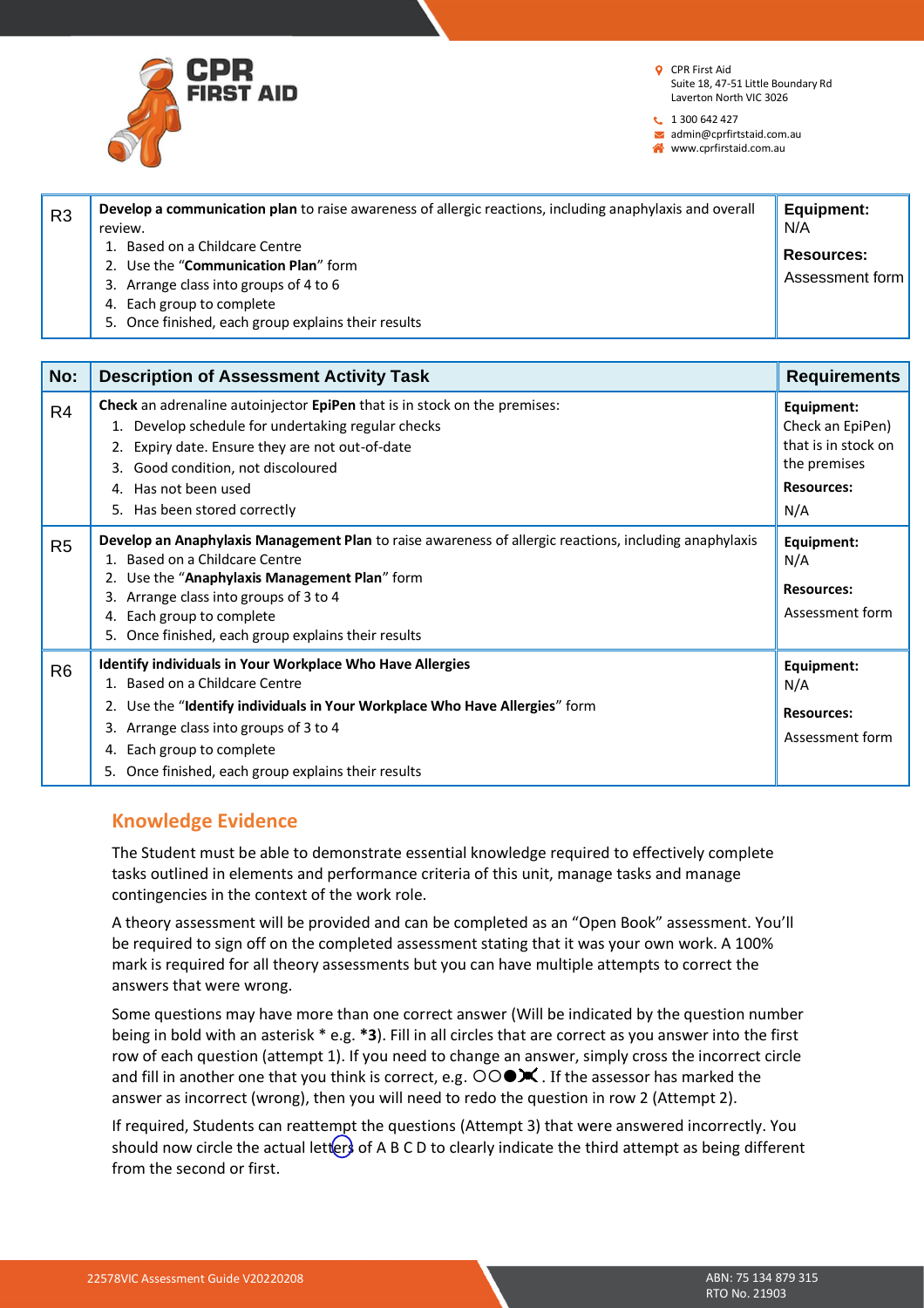| R3 | **Develop a communication plan** to raise awareness of allergic reactions, including anaphylaxis and overall review.<br>1. Based on a Childcare Centre<br>2. Use the "**Communication Plan**" form<br>3. Arrange class into groups of 4 to 6<br>4. Each group to complete<br>5. Once finished, each group explains their results | **Equipment:**<br>N/A<br>**Resources:**<br>Assessment form |
|---|---|---|

| No: | Description of Assessment Activity Task | Requirements |
|---|---|---|
| R4 | **Check** an adrenaline autoinjector **EpiPen** that is in stock on the premises:<br>1. Develop schedule for undertaking regular checks<br>2. Expiry date. Ensure they are not out-of-date<br>3. Good condition, not discoloured<br>4. Has not been used<br>5. Has been stored correctly | **Equipment:**<br>Check an EpiPen) that is in stock on the premises<br>**Resources:**<br>N/A |
| R5 | **Develop an Anaphylaxis Management Plan** to raise awareness of allergic reactions, including anaphylaxis<br>1. Based on a Childcare Centre<br>2. Use the "**Anaphylaxis Management Plan**" form<br>3. Arrange class into groups of 3 to 4<br>4. Each group to complete<br>5. Once finished, each group explains their results | **Equipment:**<br>N/A<br>**Resources:**<br>Assessment form |
| R6 | **Identify individuals in Your Workplace Who Have Allergies**<br>1. Based on a Childcare Centre<br>2. Use the "**Identify individuals in Your Workplace Who Have Allergies**" form<br>3. Arrange class into groups of 3 to 4<br>4. Each group to complete<br>5. Once finished, each group explains their results | **Equipment:**<br>N/A<br>**Resources:**<br>Assessment form |

## Knowledge Evidence

The Student must be able to demonstrate essential knowledge required to effectively complete tasks outlined in elements and performance criteria of this unit, manage tasks and manage contingencies in the context of the work role.

A theory assessment will be provided and can be completed as an "Open Book" assessment. You'll be required to sign off on the completed assessment stating that it was your own work. A 100% mark is required for all theory assessments but you can have multiple attempts to correct the answers that were wrong.

Some questions may have more than one correct answer (Will be indicated by the question number being in bold with an asterisk * e.g. ***3**). Fill in all circles that are correct as you answer into the first row of each question (attempt 1). If you need to change an answer, simply cross the incorrect circle and fill in another one that you think is correct, e.g. ○○●✖. If the assessor has marked the answer as incorrect (wrong), then you will need to redo the question in row 2 (Attempt 2).

If required, Students can reattempt the questions (Attempt 3) that were answered incorrectly. You should now circle the actual letters of A B C D to clearly indicate the third attempt as being different from the second or first.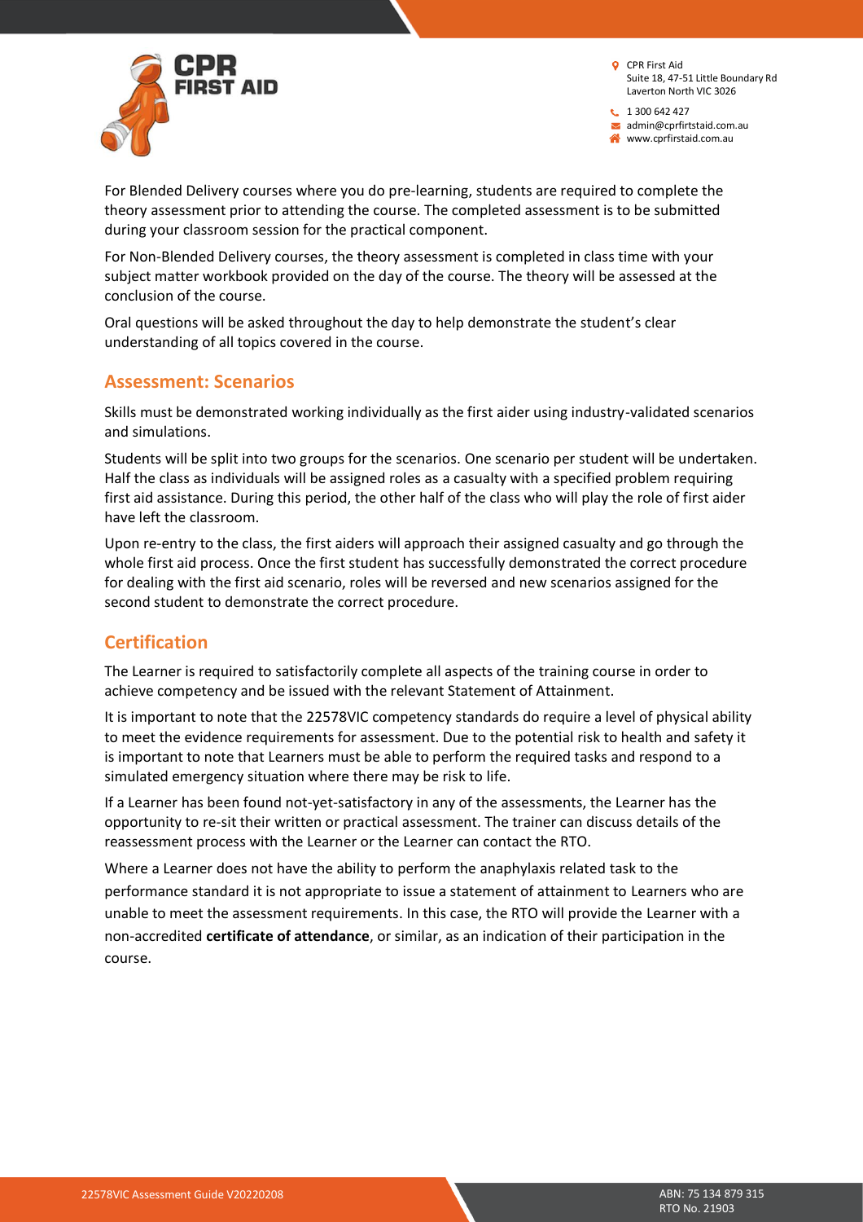For Blended Delivery courses where you do pre-learning, students are required to complete the theory assessment prior to attending the course. The completed assessment is to be submitted during your classroom session for the practical component.

For Non-Blended Delivery courses, the theory assessment is completed in class time with your subject matter workbook provided on the day of the course. The theory will be assessed at the conclusion of the course.

Oral questions will be asked throughout the day to help demonstrate the student's clear understanding of all topics covered in the course.

## Assessment: Scenarios

Skills must be demonstrated working individually as the first aider using industry-validated scenarios and simulations.

Students will be split into two groups for the scenarios. One scenario per student will be undertaken. Half the class as individuals will be assigned roles as a casualty with a specified problem requiring first aid assistance. During this period, the other half of the class who will play the role of first aider have left the classroom.

Upon re-entry to the class, the first aiders will approach their assigned casualty and go through the whole first aid process. Once the first student has successfully demonstrated the correct procedure for dealing with the first aid scenario, roles will be reversed and new scenarios assigned for the second student to demonstrate the correct procedure.

## Certification

The Learner is required to satisfactorily complete all aspects of the training course in order to achieve competency and be issued with the relevant Statement of Attainment.

It is important to note that the 22578VIC competency standards do require a level of physical ability to meet the evidence requirements for assessment. Due to the potential risk to health and safety it is important to note that Learners must be able to perform the required tasks and respond to a simulated emergency situation where there may be risk to life.

If a Learner has been found not-yet-satisfactory in any of the assessments, the Learner has the opportunity to re-sit their written or practical assessment. The trainer can discuss details of the reassessment process with the Learner or the Learner can contact the RTO.

Where a Learner does not have the ability to perform the anaphylaxis related task to the performance standard it is not appropriate to issue a statement of attainment to Learners who are unable to meet the assessment requirements. In this case, the RTO will provide the Learner with a non-accredited **certificate of attendance**, or similar, as an indication of their participation in the course.